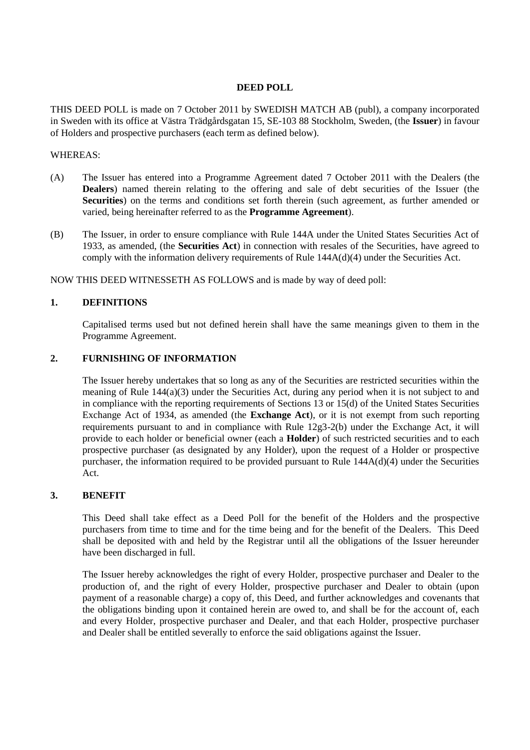**DEED POLL**

THIS DEED POLL is made on 7 October 2011 by SWEDISH MATCH AB (publ), a company incorporated in Sweden with its office at Västra Trädgårdsgatan 15, SE-103 88 Stockholm, Sweden, (the **Issuer**) in favour of Holders and prospective purchasers (each term as defined below).

WHEREAS:

(A) The Issuer has entered into a Programme Agreement dated 7 October 2011 with the Dealers (the **Dealers**) named therein relating to the offering and sale of debt securities of the Issuer (the **Securities**) on the terms and conditions set forth therein (such agreement, as further amended or varied, being hereinafter referred to as the **Programme Agreement**).

(B) The Issuer, in order to ensure compliance with Rule 144A under the United States Securities Act of 1933, as amended, (the **Securities Act**) in connection with resales of the Securities, have agreed to comply with the information delivery requirements of Rule 144A(d)(4) under the Securities Act.

NOW THIS DEED WITNESSETH AS FOLLOWS and is made by way of deed poll:

## 1. DEFINITIONS

Capitalised terms used but not defined herein shall have the same meanings given to them in the Programme Agreement.

## 2. FURNISHING OF INFORMATION

The Issuer hereby undertakes that so long as any of the Securities are restricted securities within the meaning of Rule 144(a)(3) under the Securities Act, during any period when it is not subject to and in compliance with the reporting requirements of Sections 13 or 15(d) of the United States Securities Exchange Act of 1934, as amended (the **Exchange Act**), or it is not exempt from such reporting requirements pursuant to and in compliance with Rule 12g3-2(b) under the Exchange Act, it will provide to each holder or beneficial owner (each a **Holder**) of such restricted securities and to each prospective purchaser (as designated by any Holder), upon the request of a Holder or prospective purchaser, the information required to be provided pursuant to Rule 144A(d)(4) under the Securities Act.

## 3. BENEFIT

This Deed shall take effect as a Deed Poll for the benefit of the Holders and the prospective purchasers from time to time and for the time being and for the benefit of the Dealers. This Deed shall be deposited with and held by the Registrar until all the obligations of the Issuer hereunder have been discharged in full.

The Issuer hereby acknowledges the right of every Holder, prospective purchaser and Dealer to the production of, and the right of every Holder, prospective purchaser and Dealer to obtain (upon payment of a reasonable charge) a copy of, this Deed, and further acknowledges and covenants that the obligations binding upon it contained herein are owed to, and shall be for the account of, each and every Holder, prospective purchaser and Dealer, and that each Holder, prospective purchaser and Dealer shall be entitled severally to enforce the said obligations against the Issuer.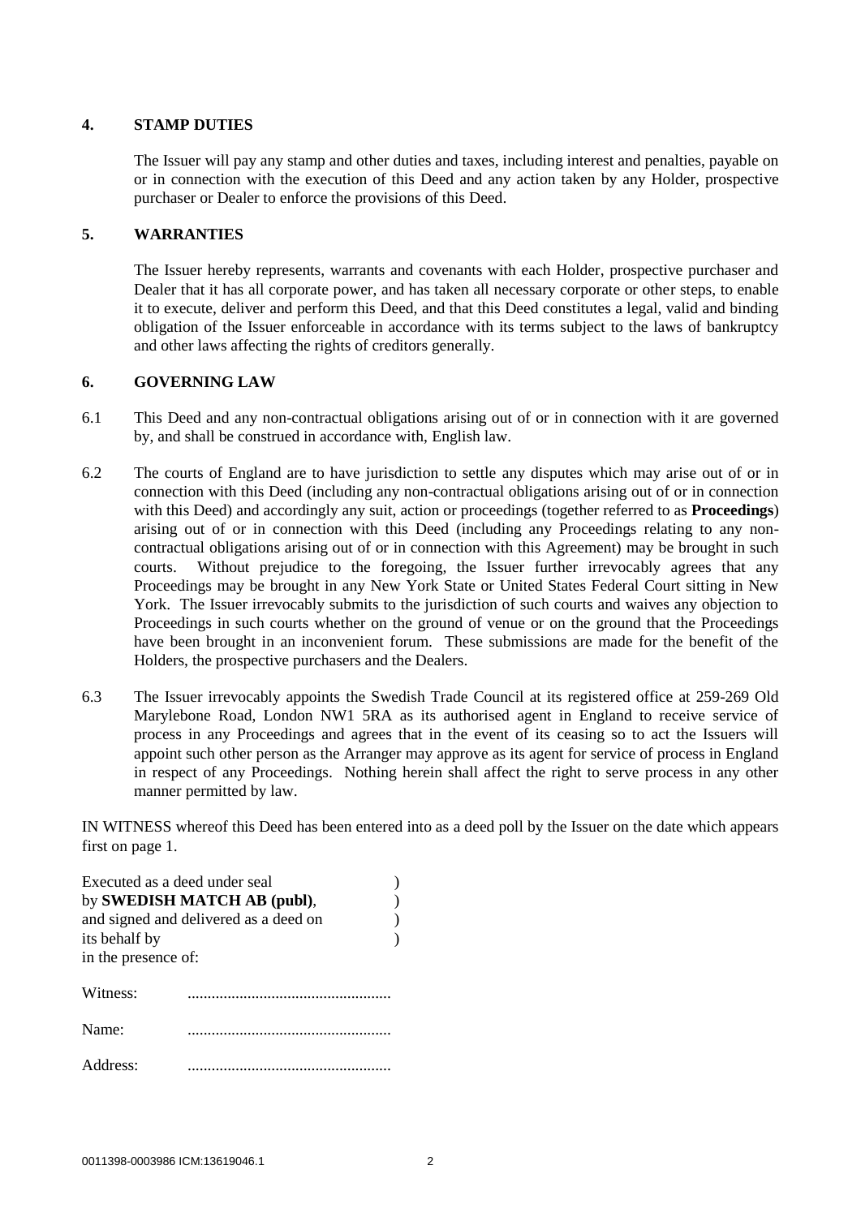## 4. STAMP DUTIES

The Issuer will pay any stamp and other duties and taxes, including interest and penalties, payable on or in connection with the execution of this Deed and any action taken by any Holder, prospective purchaser or Dealer to enforce the provisions of this Deed.

## 5. WARRANTIES

The Issuer hereby represents, warrants and covenants with each Holder, prospective purchaser and Dealer that it has all corporate power, and has taken all necessary corporate or other steps, to enable it to execute, deliver and perform this Deed, and that this Deed constitutes a legal, valid and binding obligation of the Issuer enforceable in accordance with its terms subject to the laws of bankruptcy and other laws affecting the rights of creditors generally.

## 6. GOVERNING LAW

6.1 This Deed and any non-contractual obligations arising out of or in connection with it are governed by, and shall be construed in accordance with, English law.

6.2 The courts of England are to have jurisdiction to settle any disputes which may arise out of or in connection with this Deed (including any non-contractual obligations arising out of or in connection with this Deed) and accordingly any suit, action or proceedings (together referred to as **Proceedings**) arising out of or in connection with this Deed (including any Proceedings relating to any non-contractual obligations arising out of or in connection with this Agreement) may be brought in such courts. Without prejudice to the foregoing, the Issuer further irrevocably agrees that any Proceedings may be brought in any New York State or United States Federal Court sitting in New York. The Issuer irrevocably submits to the jurisdiction of such courts and waives any objection to Proceedings in such courts whether on the ground of venue or on the ground that the Proceedings have been brought in an inconvenient forum. These submissions are made for the benefit of the Holders, the prospective purchasers and the Dealers.

6.3 The Issuer irrevocably appoints the Swedish Trade Council at its registered office at 259-269 Old Marylebone Road, London NW1 5RA as its authorised agent in England to receive service of process in any Proceedings and agrees that in the event of its ceasing so to act the Issuers will appoint such other person as the Arranger may approve as its agent for service of process in England in respect of any Proceedings. Nothing herein shall affect the right to serve process in any other manner permitted by law.

IN WITNESS whereof this Deed has been entered into as a deed poll by the Issuer on the date which appears first on page 1.

Executed as a deed under seal )
by **SWEDISH MATCH AB (publ)**, )
and signed and delivered as a deed on )
its behalf by )
in the presence of:

Witness: ..................................................

Name: ..................................................

Address: ..................................................

0011398-0003986 ICM:13619046.1